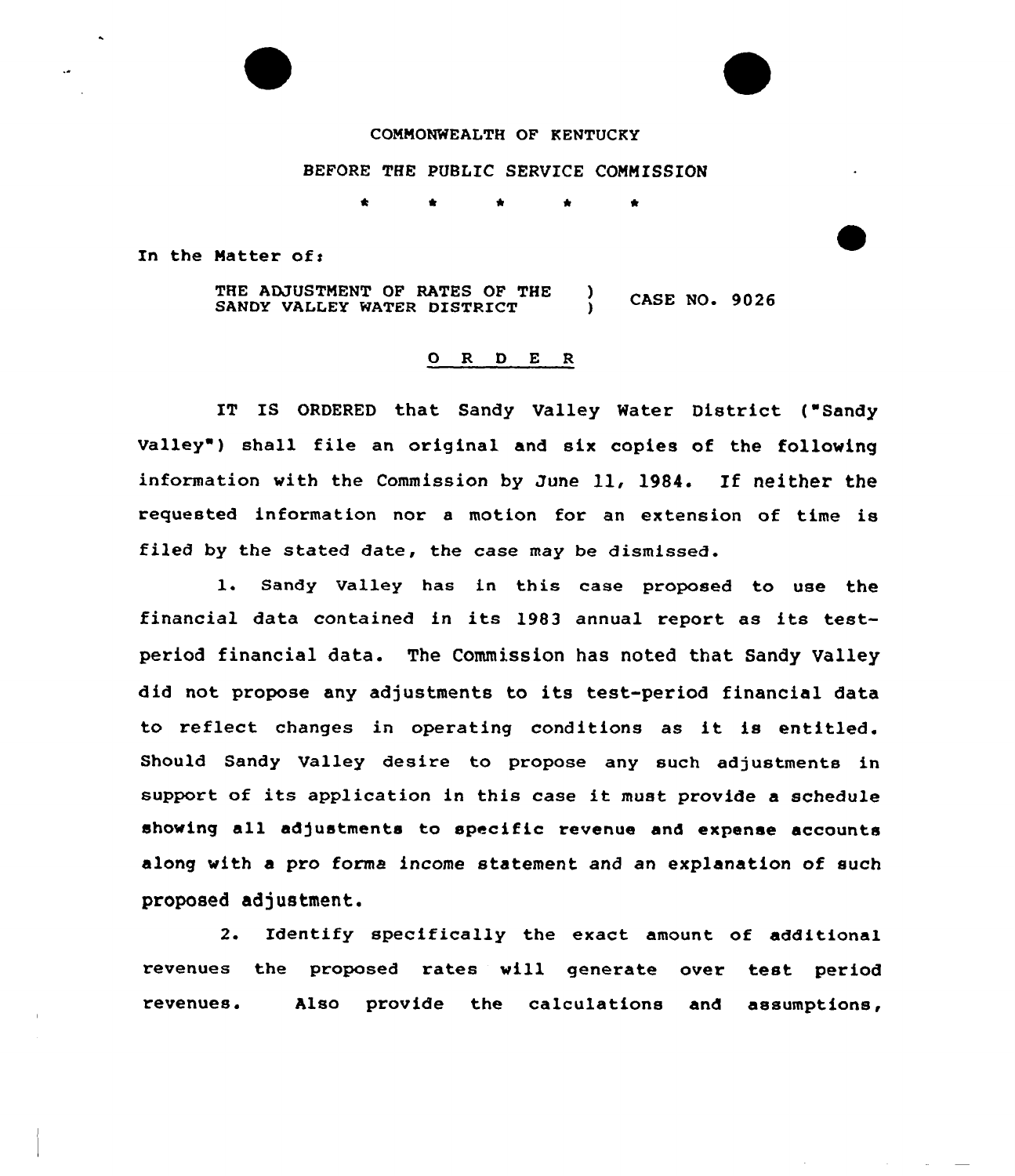COMMONWEALTH OF KENTUCKY

BEFORE THE PUBLIC SERVICE COMMISSION

\* \* \* \* \*

In the Matter of:

THE ADJUSTMENT OF RATES OF THE SANDY VALLEY WATER DISTRICT ) CASE NO. 9026

## O R D E R

IT IS ORDERED that Sandy Valley Water District ("Sandy Valley") shall file an original and six copies of the following information with the Commission by June 11, 1984. If neither the requested information nor a motion for an extension of time is filed by the stated date, the case may be dismissed.

1. Sandy Valley has in this case proposed to use the financial data contained in its 1983 annual report as its test-period financial data. The Commission has noted that Sandy Valley did not propose any adjustments to its test-period financial data to reflect changes in operating conditions as it is entitled. Should Sandy Valley desire to propose any such adjustments in support of its application in this case it must provide a schedule showing all adjustments to specific revenue and expense accounts along with a pro forma income statement and an explanation of such proposed adjustment.

2. Identify specifically the exact amount of additional revenues the proposed rates will generate over test period revenues. Also provide the calculations and assumptions,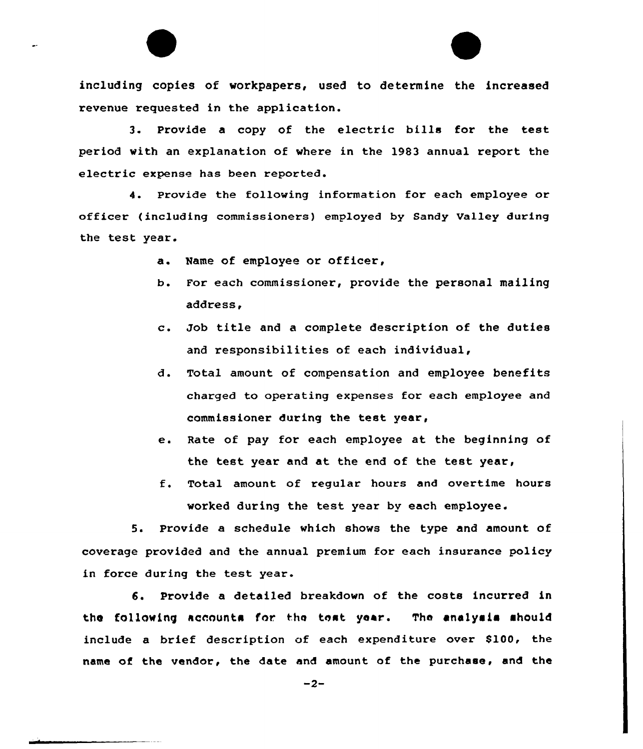including copies of workpapers, used to determine the increased revenue requested in the application.

3. Provide a copy of the electric bills for the test period with an explanation of where in the 1983 annual report the electric expense has been reported.

4. Provide the following information for each employee or officer (including commissioners) employed by Sandy Valley during the test year.

   a. Name of employee or officer,
   b. For each commissioner, provide the personal mailing address,
   c. Job title and a complete description of the duties and responsibilities of each individual,
   d. Total amount of compensation and employee benefits charged to operating expenses for each employee and commissioner during the test year,
   e. Rate of pay for each employee at the beginning of the test year and at the end of the test year,
   f. Total amount of regular hours and overtime hours worked during the test year by each employee.

5. Provide a schedule which shows the type and amount of coverage provided and the annual premium for each insurance policy in force during the test year.

6. Provide a detailed breakdown of the costs incurred in the following accounts for the test year. The analysis should include a brief description of each expenditure over $100, the name of the vendor, the date and amount of the purchase, and the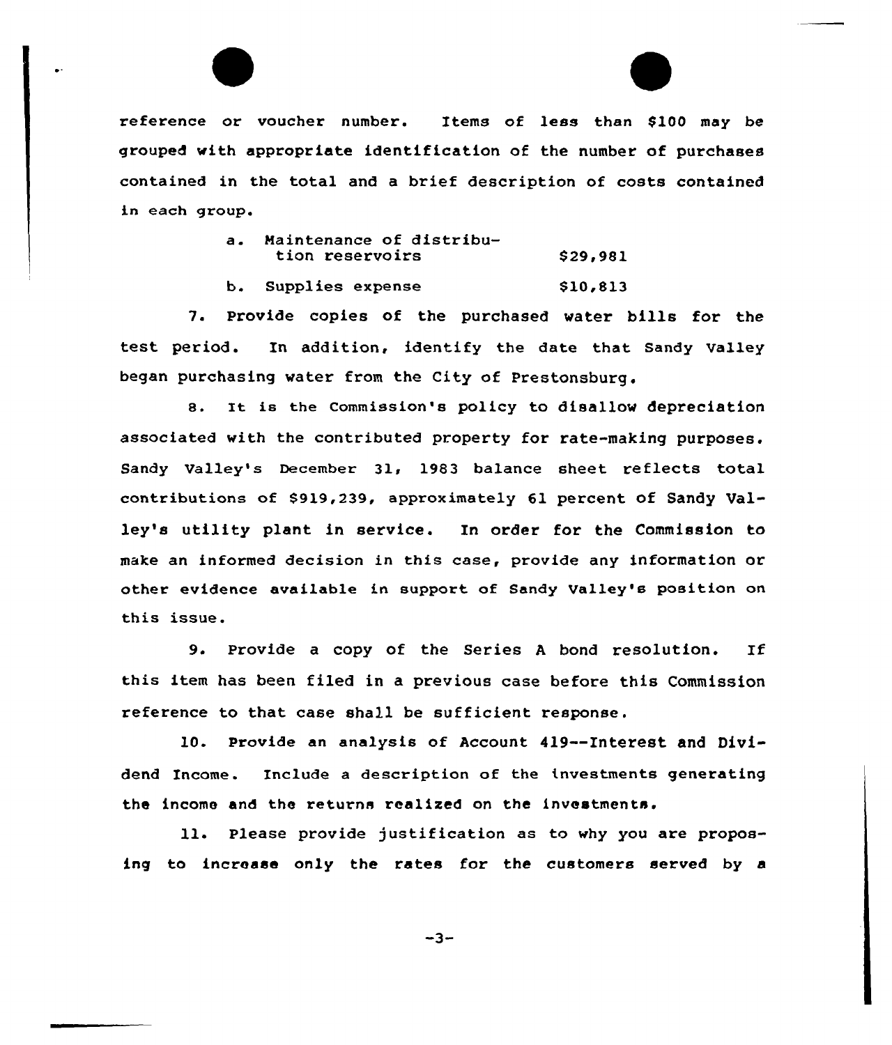reference or voucher number. Items of less than $100 may be grouped with appropriate identification of the number of purchases contained in the total and a brief description of costs contained in each group.

| | |
|---|---|
| a. Maintenance of distribution reservoirs | $29,981 |
| b. Supplies expense | $10,813 |

7. Provide copies of the purchased water bills for the test period. In addition, identify the date that Sandy Valley began purchasing water from the City of Prestonsburg.

8. It is the Commission's policy to disallow depreciation associated with the contributed property for rate-making purposes. Sandy Valley's December 31, 1983 balance sheet reflects total contributions of $919,239, approximately 61 percent of Sandy Valley's utility plant in service. In order for the Commission to make an informed decision in this case, provide any information or other evidence available in support of Sandy Valley's position on this issue.

9. Provide a copy of the Series A bond resolution. If this item has been filed in a previous case before this Commission reference to that case shall be sufficient response.

10. Provide an analysis of Account 419--Interest and Dividend Income. Include a description of the investments generating the income and the returns realized on the investments.

11. Please provide justification as to why you are proposing to increase only the rates for the customers served by a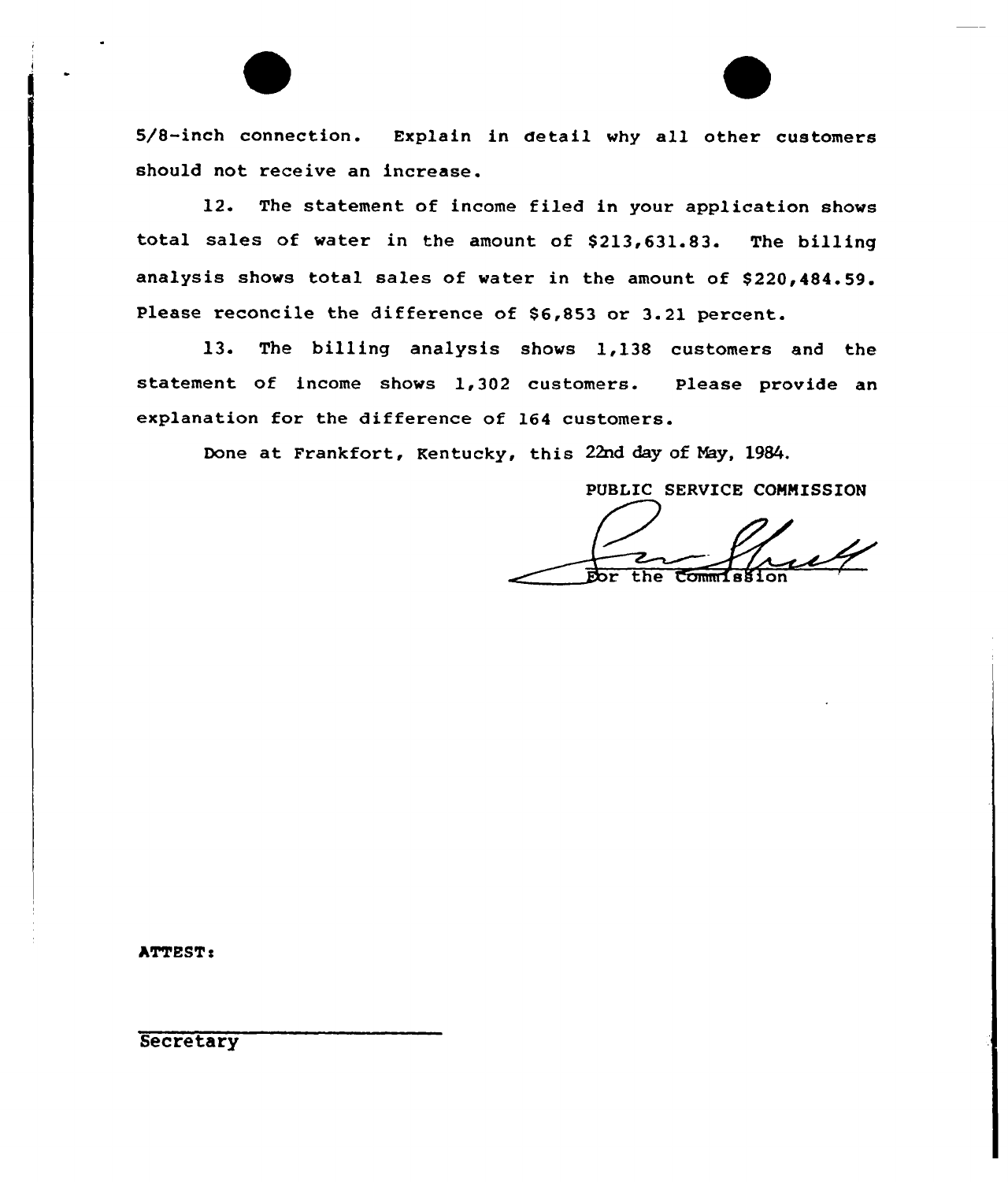5/8-inch connection. Explain in detail why all other customers should not receive an increase.

12. The statement of income filed in your application shows total sales of water in the amount of $213,631.83. The billing analysis shows total sales of water in the amount of $220,484.59. Please reconcile the difference of $6,853 or 3.21 percent.

13. The billing analysis shows 1,138 customers and the statement of income shows 1,302 customers. Please provide an explanation for the difference of 164 customers.

Done at Frankfort, Kentucky, this 22nd day of May, 1984.

PUBLIC SERVICE COMMISSION

For the Commission

ATTEST:

Secretary